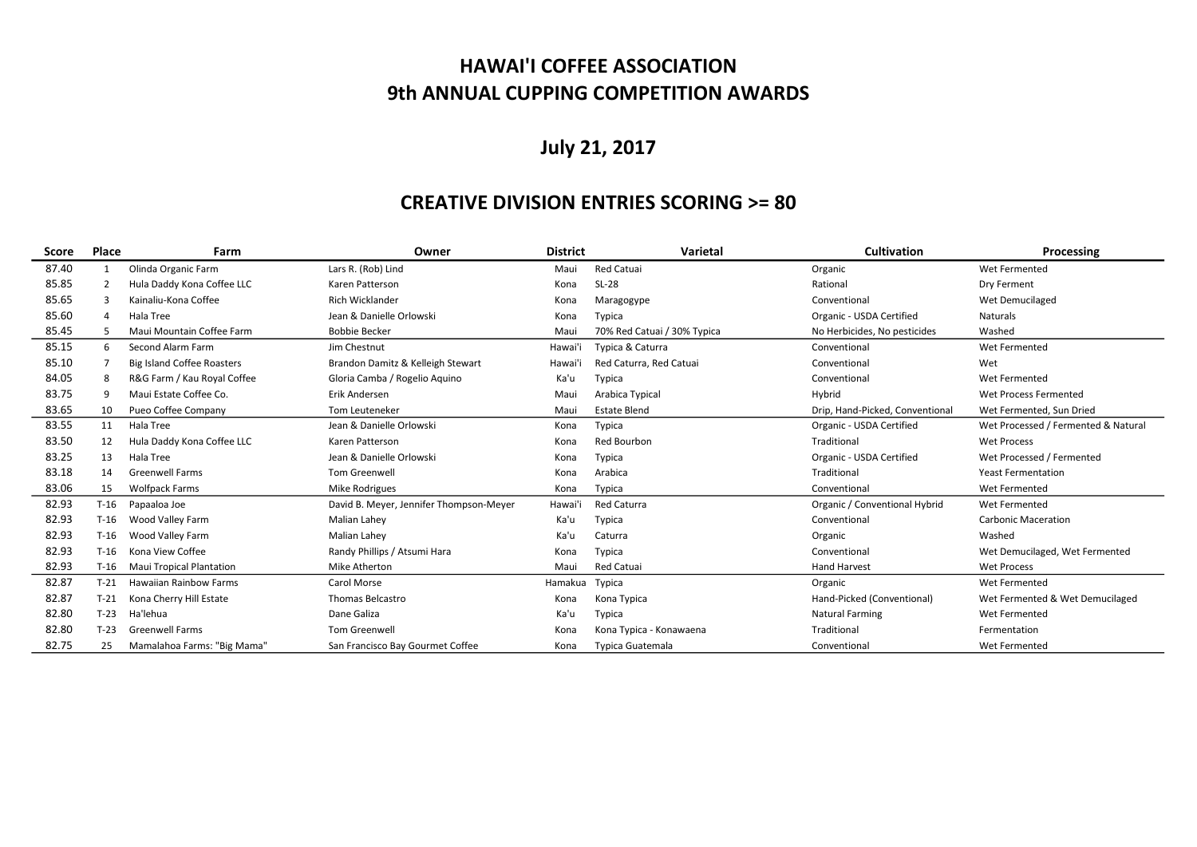# HAWAI'I COFFEE ASSOCIATION
# 9th ANNUAL CUPPING COMPETITION AWARDS

## July 21, 2017

## CREATIVE DIVISION ENTRIES SCORING >= 80

| Score | Place | Farm | Owner | District | Varietal | Cultivation | Processing |
|---|---|---|---|---|---|---|---|
| 87.40 | 1 | Olinda Organic Farm | Lars R. (Rob) Lind | Maui | Red Catuai | Organic | Wet Fermented |
| 85.85 | 2 | Hula Daddy Kona Coffee LLC | Karen Patterson | Kona | SL-28 | Rational | Dry Ferment |
| 85.65 | 3 | Kainaliu-Kona Coffee | Rich Wicklander | Kona | Maragogype | Conventional | Wet Demucilaged |
| 85.60 | 4 | Hala Tree | Jean & Danielle Orlowski | Kona | Typica | Organic - USDA Certified | Naturals |
| 85.45 | 5 | Maui Mountain Coffee Farm | Bobbie Becker | Maui | 70% Red Catuai / 30% Typica | No Herbicides, No pesticides | Washed |
| 85.15 | 6 | Second Alarm Farm | Jim Chestnut | Hawai'i | Typica & Caturra | Conventional | Wet Fermented |
| 85.10 | 7 | Big Island Coffee Roasters | Brandon Damitz & Kelleigh Stewart | Hawai'i | Red Caturra, Red Catuai | Conventional | Wet |
| 84.05 | 8 | R&G Farm / Kau Royal Coffee | Gloria Camba / Rogelio Aquino | Ka'u | Typica | Conventional | Wet Fermented |
| 83.75 | 9 | Maui Estate Coffee Co. | Erik Andersen | Maui | Arabica Typical | Hybrid | Wet Process Fermented |
| 83.65 | 10 | Pueo Coffee Company | Tom Leuteneker | Maui | Estate Blend | Drip, Hand-Picked, Conventional | Wet Fermented, Sun Dried |
| 83.55 | 11 | Hala Tree | Jean & Danielle Orlowski | Kona | Typica | Organic - USDA Certified | Wet Processed / Fermented & Natural |
| 83.50 | 12 | Hula Daddy Kona Coffee LLC | Karen Patterson | Kona | Red Bourbon | Traditional | Wet Process |
| 83.25 | 13 | Hala Tree | Jean & Danielle Orlowski | Kona | Typica | Organic - USDA Certified | Wet Processed / Fermented |
| 83.18 | 14 | Greenwell Farms | Tom Greenwell | Kona | Arabica | Traditional | Yeast Fermentation |
| 83.06 | 15 | Wolfpack Farms | Mike Rodrigues | Kona | Typica | Conventional | Wet Fermented |
| 82.93 | T-16 | Papaaloa Joe | David B. Meyer, Jennifer Thompson-Meyer | Hawai'i | Red Caturra | Organic / Conventional Hybrid | Wet Fermented |
| 82.93 | T-16 | Wood Valley Farm | Malian Lahey | Ka'u | Typica | Conventional | Carbonic Maceration |
| 82.93 | T-16 | Wood Valley Farm | Malian Lahey | Ka'u | Caturra | Organic | Washed |
| 82.93 | T-16 | Kona View Coffee | Randy Phillips / Atsumi Hara | Kona | Typica | Conventional | Wet Demucilaged, Wet Fermented |
| 82.93 | T-16 | Maui Tropical Plantation | Mike Atherton | Maui | Red Catuai | Hand Harvest | Wet Process |
| 82.87 | T-21 | Hawaiian Rainbow Farms | Carol Morse | Hamakua | Typica | Organic | Wet Fermented |
| 82.87 | T-21 | Kona Cherry Hill Estate | Thomas Belcastro | Kona | Kona Typica | Hand-Picked (Conventional) | Wet Fermented & Wet Demucilaged |
| 82.80 | T-23 | Ha'lehua | Dane Galiza | Ka'u | Typica | Natural Farming | Wet Fermented |
| 82.80 | T-23 | Greenwell Farms | Tom Greenwell | Kona | Kona Typica - Konawaena | Traditional | Fermentation |
| 82.75 | 25 | Mamalahoa Farms: "Big Mama" | San Francisco Bay Gourmet Coffee | Kona | Typica Guatemala | Conventional | Wet Fermented |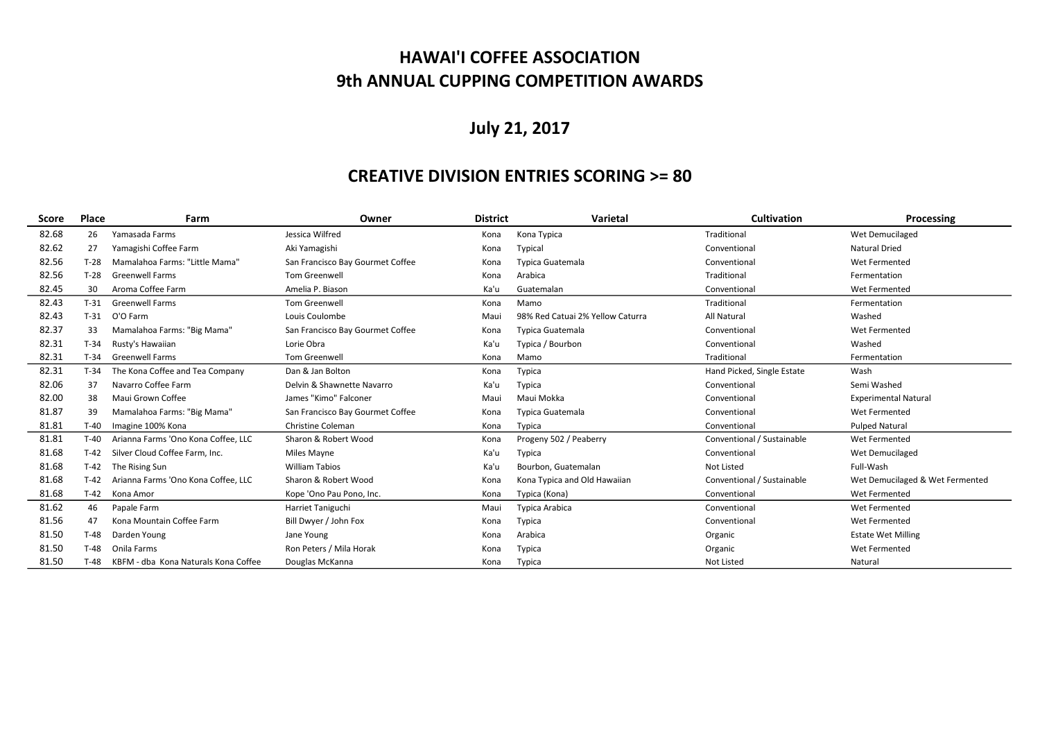# HAWAI'I COFFEE ASSOCIATION
# 9th ANNUAL CUPPING COMPETITION AWARDS

## July 21, 2017

## CREATIVE DIVISION ENTRIES SCORING >= 80

| Score | Place | Farm | Owner | District | Varietal | Cultivation | Processing |
|---|---|---|---|---|---|---|---|
| 82.68 | 26 | Yamasada Farms | Jessica Wilfred | Kona | Kona Typica | Traditional | Wet Demucilaged |
| 82.62 | 27 | Yamagishi Coffee Farm | Aki Yamagishi | Kona | Typical | Conventional | Natural Dried |
| 82.56 | T-28 | Mamalahoa Farms: "Little Mama" | San Francisco Bay Gourmet Coffee | Kona | Typica Guatemala | Conventional | Wet Fermented |
| 82.56 | T-28 | Greenwell Farms | Tom Greenwell | Kona | Arabica | Traditional | Fermentation |
| 82.45 | 30 | Aroma Coffee Farm | Amelia P. Biason | Ka'u | Guatemalan | Conventional | Wet Fermented |
| 82.43 | T-31 | Greenwell Farms | Tom Greenwell | Kona | Mamo | Traditional | Fermentation |
| 82.43 | T-31 | O'O Farm | Louis Coulombe | Maui | 98% Red Catuai 2% Yellow Caturra | All Natural | Washed |
| 82.37 | 33 | Mamalahoa Farms: "Big Mama" | San Francisco Bay Gourmet Coffee | Kona | Typica Guatemala | Conventional | Wet Fermented |
| 82.31 | T-34 | Rusty's Hawaiian | Lorie Obra | Ka'u | Typica / Bourbon | Conventional | Washed |
| 82.31 | T-34 | Greenwell Farms | Tom Greenwell | Kona | Mamo | Traditional | Fermentation |
| 82.31 | T-34 | The Kona Coffee and Tea Company | Dan & Jan Bolton | Kona | Typica | Hand Picked, Single Estate | Wash |
| 82.06 | 37 | Navarro Coffee Farm | Delvin & Shawnette Navarro | Ka'u | Typica | Conventional | Semi Washed |
| 82.00 | 38 | Maui Grown Coffee | James "Kimo" Falconer | Maui | Maui Mokka | Conventional | Experimental Natural |
| 81.87 | 39 | Mamalahoa Farms: "Big Mama" | San Francisco Bay Gourmet Coffee | Kona | Typica Guatemala | Conventional | Wet Fermented |
| 81.81 | T-40 | Imagine 100% Kona | Christine Coleman | Kona | Typica | Conventional | Pulped Natural |
| 81.81 | T-40 | Arianna Farms 'Ono Kona Coffee, LLC | Sharon & Robert Wood | Kona | Progeny 502 / Peaberry | Conventional / Sustainable | Wet Fermented |
| 81.68 | T-42 | Silver Cloud Coffee Farm, Inc. | Miles Mayne | Ka'u | Typica | Conventional | Wet Demucilaged |
| 81.68 | T-42 | The Rising Sun | William Tabios | Ka'u | Bourbon, Guatemalan | Not Listed | Full-Wash |
| 81.68 | T-42 | Arianna Farms 'Ono Kona Coffee, LLC | Sharon & Robert Wood | Kona | Kona Typica and Old Hawaiian | Conventional / Sustainable | Wet Demucilaged & Wet Fermented |
| 81.68 | T-42 | Kona Amor | Kope 'Ono Pau Pono, Inc. | Kona | Typica (Kona) | Conventional | Wet Fermented |
| 81.62 | 46 | Papale Farm | Harriet Taniguchi | Maui | Typica Arabica | Conventional | Wet Fermented |
| 81.56 | 47 | Kona Mountain Coffee Farm | Bill Dwyer / John Fox | Kona | Typica | Conventional | Wet Fermented |
| 81.50 | T-48 | Darden Young | Jane Young | Kona | Arabica | Organic | Estate Wet Milling |
| 81.50 | T-48 | Onila Farms | Ron Peters / Mila Horak | Kona | Typica | Organic | Wet Fermented |
| 81.50 | T-48 | KBFM - dba Kona Naturals Kona Coffee | Douglas McKanna | Kona | Typica | Not Listed | Natural |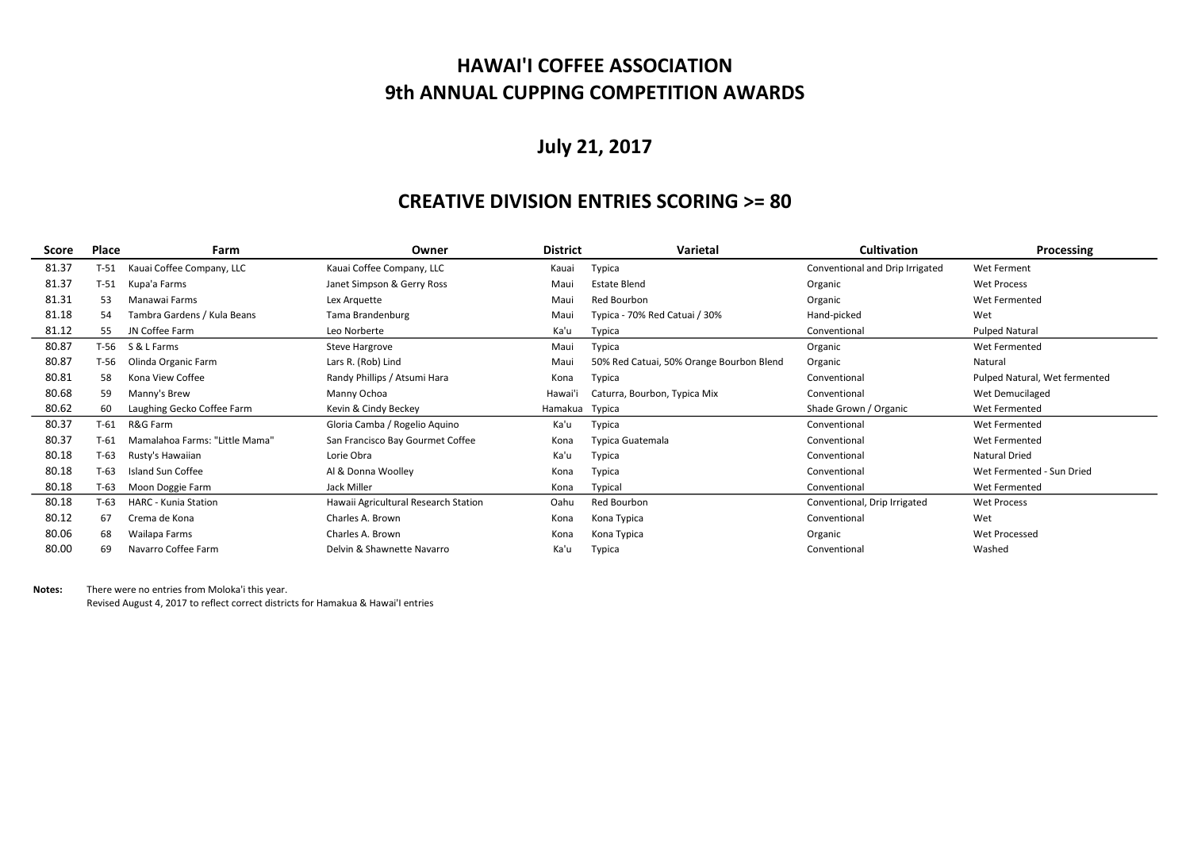# HAWAI'I COFFEE ASSOCIATION
# 9th ANNUAL CUPPING COMPETITION AWARDS

## July 21, 2017

## CREATIVE DIVISION ENTRIES SCORING >= 80

| Score | Place | Farm | Owner | District | Varietal | Cultivation | Processing |
|---|---|---|---|---|---|---|---|
| 81.37 | T-51 | Kauai Coffee Company, LLC | Kauai Coffee Company, LLC | Kauai | Typica | Conventional and Drip Irrigated | Wet Ferment |
| 81.37 | T-51 | Kupa'a Farms | Janet Simpson & Gerry Ross | Maui | Estate Blend | Organic | Wet Process |
| 81.31 | 53 | Manawai Farms | Lex Arquette | Maui | Red Bourbon | Organic | Wet Fermented |
| 81.18 | 54 | Tambra Gardens / Kula Beans | Tama Brandenburg | Maui | Typica - 70% Red Catuai / 30% | Hand-picked | Wet |
| 81.12 | 55 | JN Coffee Farm | Leo Norberte | Ka'u | Typica | Conventional | Pulped Natural |
| 80.87 | T-56 | S & L Farms | Steve Hargrove | Maui | Typica | Organic | Wet Fermented |
| 80.87 | T-56 | Olinda Organic Farm | Lars R. (Rob) Lind | Maui | 50% Red Catuai, 50% Orange Bourbon Blend | Organic | Natural |
| 80.81 | 58 | Kona View Coffee | Randy Phillips / Atsumi Hara | Kona | Typica | Conventional | Pulped Natural, Wet fermented |
| 80.68 | 59 | Manny's Brew | Manny Ochoa | Hawai'i | Caturra, Bourbon, Typica Mix | Conventional | Wet Demucilaged |
| 80.62 | 60 | Laughing Gecko Coffee Farm | Kevin & Cindy Beckey | Hamakua | Typica | Shade Grown / Organic | Wet Fermented |
| 80.37 | T-61 | R&G Farm | Gloria Camba / Rogelio Aquino | Ka'u | Typica | Conventional | Wet Fermented |
| 80.37 | T-61 | Mamalahoa Farms: "Little Mama" | San Francisco Bay Gourmet Coffee | Kona | Typica Guatemala | Conventional | Wet Fermented |
| 80.18 | T-63 | Rusty's Hawaiian | Lorie Obra | Ka'u | Typica | Conventional | Natural Dried |
| 80.18 | T-63 | Island Sun Coffee | Al & Donna Woolley | Kona | Typica | Conventional | Wet Fermented - Sun Dried |
| 80.18 | T-63 | Moon Doggie Farm | Jack Miller | Kona | Typical | Conventional | Wet Fermented |
| 80.18 | T-63 | HARC - Kunia Station | Hawaii Agricultural Research Station | Oahu | Red Bourbon | Conventional, Drip Irrigated | Wet Process |
| 80.12 | 67 | Crema de Kona | Charles A. Brown | Kona | Kona Typica | Conventional | Wet |
| 80.06 | 68 | Wailapa Farms | Charles A. Brown | Kona | Kona Typica | Organic | Wet Processed |
| 80.00 | 69 | Navarro Coffee Farm | Delvin & Shawnette Navarro | Ka'u | Typica | Conventional | Washed |

**Notes:** There were no entries from Moloka'i this year.
Revised August 4, 2017 to reflect correct districts for Hamakua & Hawai'I entries